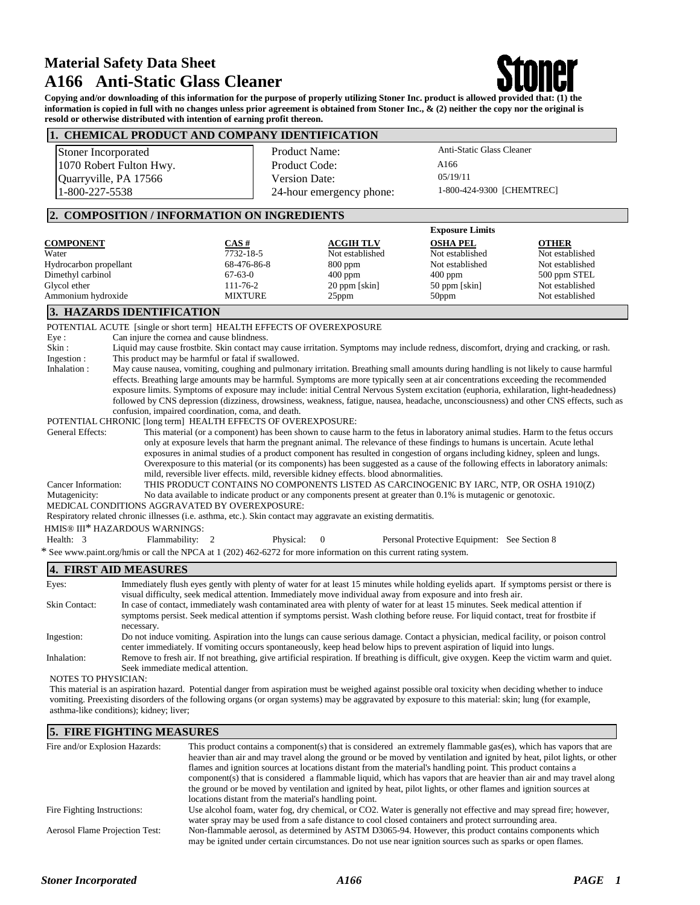# Material Safety Data Sheet
# A166 Anti-Static Glass Cleaner

**Copying and/or downloading of this information for the purpose of properly utilizing Stoner Inc. product is allowed provided that: (1) the information is copied in full with no changes unless prior agreement is obtained from Stoner Inc., & (2) neither the copy nor the original is resold or otherwise distributed with intention of earning profit thereon.**

## 1. CHEMICAL PRODUCT AND COMPANY IDENTIFICATION

Stoner Incorporated
1070 Robert Fulton Hwy.
Quarryville, PA 17566
1-800-227-5538

| | |
|---|---|
| Product Name: | Anti-Static Glass Cleaner |
| Product Code: | A166 |
| Version Date: | 05/19/11 |
| 24-hour emergency phone: | 1-800-424-9300 [CHEMTREC] |

## 2. COMPOSITION / INFORMATION ON INGREDIENTS

| | | | Exposure Limits | |
|---|---|---|---|---|
| **COMPONENT** | **CAS #** | **ACGIH TLV** | **OSHA PEL** | **OTHER** |
| Water | 7732-18-5 | Not established | Not established | Not established |
| Hydrocarbon propellant | 68-476-86-8 | 800 ppm | Not established | Not established |
| Dimethyl carbinol | 67-63-0 | 400 ppm | 400 ppm | 500 ppm STEL |
| Glycol ether | 111-76-2 | 20 ppm [skin] | 50 ppm [skin] | Not established |
| Ammonium hydroxide | MIXTURE | 25ppm | 50ppm | Not established |

## 3. HAZARDS IDENTIFICATION

POTENTIAL ACUTE [single or short term] HEALTH EFFECTS OF OVEREXPOSURE

Eye : Can injure the cornea and cause blindness.

Skin : Liquid may cause frostbite. Skin contact may cause irritation. Symptoms may include redness, discomfort, drying and cracking, or rash.

Ingestion : This product may be harmful or fatal if swallowed.

Inhalation : May cause nausea, vomiting, coughing and pulmonary irritation. Breathing small amounts during handling is not likely to cause harmful effects. Breathing large amounts may be harmful. Symptoms are more typically seen at air concentrations exceeding the recommended exposure limits. Symptoms of exposure may include: initial Central Nervous System excitation (euphoria, exhilaration, light-headedness) followed by CNS depression (dizziness, drowsiness, weakness, fatigue, nausea, headache, unconsciousness) and other CNS effects, such as confusion, impaired coordination, coma, and death.

POTENTIAL CHRONIC [long term] HEALTH EFFECTS OF OVEREXPOSURE:

General Effects: This material (or a component) has been shown to cause harm to the fetus in laboratory animal studies. Harm to the fetus occurs only at exposure levels that harm the pregnant animal. The relevance of these findings to humans is uncertain. Acute lethal exposures in animal studies of a product component has resulted in congestion of organs including kidney, spleen and lungs. Overexposure to this material (or its components) has been suggested as a cause of the following effects in laboratory animals: mild, reversible liver effects. mild, reversible kidney effects. blood abnormalities.

Cancer Information: THIS PRODUCT CONTAINS NO COMPONENTS LISTED AS CARCINOGENIC BY IARC, NTP, OR OSHA 1910(Z)

Mutagenicity: No data available to indicate product or any components present at greater than 0.1% is mutagenic or genotoxic.

MEDICAL CONDITIONS AGGRAVATED BY OVEREXPOSURE:

Respiratory related chronic illnesses (i.e. asthma, etc.). Skin contact may aggravate an existing dermatitis.

HMIS® III* HAZARDOUS WARNINGS:

Health: 3 Flammability: 2 Physical: 0 Personal Protective Equipment: See Section 8

* See www.paint.org/hmis or call the NPCA at 1 (202) 462-6272 for more information on this current rating system.

## 4. FIRST AID MEASURES

Eyes: Immediately flush eyes gently with plenty of water for at least 15 minutes while holding eyelids apart. If symptoms persist or there is visual difficulty, seek medical attention. Immediately move individual away from exposure and into fresh air.

Skin Contact: In case of contact, immediately wash contaminated area with plenty of water for at least 15 minutes. Seek medical attention if symptoms persist. Seek medical attention if symptoms persist. Wash clothing before reuse. For liquid contact, treat for frostbite if necessary.

Ingestion: Do not induce vomiting. Aspiration into the lungs can cause serious damage. Contact a physician, medical facility, or poison control center immediately. If vomiting occurs spontaneously, keep head below hips to prevent aspiration of liquid into lungs.

Inhalation: Remove to fresh air. If not breathing, give artificial respiration. If breathing is difficult, give oxygen. Keep the victim warm and quiet. Seek immediate medical attention.

NOTES TO PHYSICIAN:

This material is an aspiration hazard. Potential danger from aspiration must be weighed against possible oral toxicity when deciding whether to induce vomiting. Preexisting disorders of the following organs (or organ systems) may be aggravated by exposure to this material: skin; lung (for example, asthma-like conditions); kidney; liver;

## 5. FIRE FIGHTING MEASURES

Fire and/or Explosion Hazards: This product contains a component(s) that is considered an extremely flammable gas(es), which has vapors that are heavier than air and may travel along the ground or be moved by ventilation and ignited by heat, pilot lights, or other flames and ignition sources at locations distant from the material's handling point. This product contains a component(s) that is considered a flammable liquid, which has vapors that are heavier than air and may travel along the ground or be moved by ventilation and ignited by heat, pilot lights, or other flames and ignition sources at locations distant from the material's handling point.

Fire Fighting Instructions: Use alcohol foam, water fog, dry chemical, or CO2. Water is generally not effective and may spread fire; however, water spray may be used from a safe distance to cool closed containers and protect surrounding area.

Aerosol Flame Projection Test: Non-flammable aerosol, as determined by ASTM D3065-94. However, this product contains components which may be ignited under certain circumstances. Do not use near ignition sources such as sparks or open flames.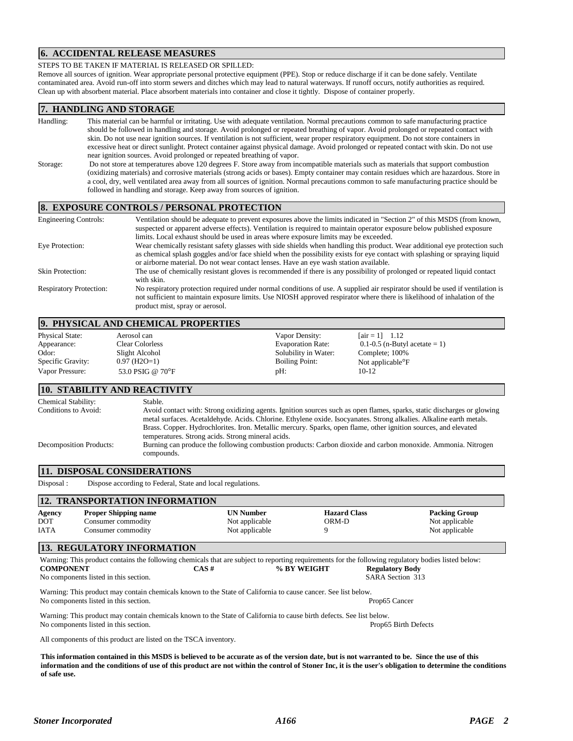## 6. ACCIDENTAL RELEASE MEASURES

STEPS TO BE TAKEN IF MATERIAL IS RELEASED OR SPILLED:
Remove all sources of ignition. Wear appropriate personal protective equipment (PPE). Stop or reduce discharge if it can be done safely. Ventilate contaminated area. Avoid run-off into storm sewers and ditches which may lead to natural waterways. If runoff occurs, notify authorities as required. Clean up with absorbent material. Place absorbent materials into container and close it tightly. Dispose of container properly.

## 7. HANDLING AND STORAGE

| | |
|---|---|
| Handling: | This material can be harmful or irritating. Use with adequate ventilation. Normal precautions common to safe manufacturing practice should be followed in handling and storage. Avoid prolonged or repeated breathing of vapor. Avoid prolonged or repeated contact with skin. Do not use near ignition sources. If ventilation is not sufficient, wear proper respiratory equipment. Do not store containers in excessive heat or direct sunlight. Protect container against physical damage. Avoid prolonged or repeated contact with skin. Do not use near ignition sources. Avoid prolonged or repeated breathing of vapor. |
| Storage: | Do not store at temperatures above 120 degrees F. Store away from incompatible materials such as materials that support combustion (oxidizing materials) and corrosive materials (strong acids or bases). Empty container may contain residues which are hazardous. Store in a cool, dry, well ventilated area away from all sources of ignition. Normal precautions common to safe manufacturing practice should be followed in handling and storage. Keep away from sources of ignition. |

## 8. EXPOSURE CONTROLS / PERSONAL PROTECTION

| | |
|---|---|
| Engineering Controls: | Ventilation should be adequate to prevent exposures above the limits indicated in "Section 2" of this MSDS (from known, suspected or apparent adverse effects). Ventilation is required to maintain operator exposure below published exposure limits. Local exhaust should be used in areas where exposure limits may be exceeded. |
| Eye Protection: | Wear chemically resistant safety glasses with side shields when handling this product. Wear additional eye protection such as chemical splash goggles and/or face shield when the possibility exists for eye contact with splashing or spraying liquid or airborne material. Do not wear contact lenses. Have an eye wash station available. |
| Skin Protection: | The use of chemically resistant gloves is recommended if there is any possibility of prolonged or repeated liquid contact with skin. |
| Respiratory Protection: | No respiratory protection required under normal conditions of use. A supplied air respirator should be used if ventilation is not sufficient to maintain exposure limits. Use NIOSH approved respirator where there is likelihood of inhalation of the product mist, spray or aerosol. |

## 9. PHYSICAL AND CHEMICAL PROPERTIES

| | | | |
|---|---|---|---|
| Physical State: | Aerosol can | Vapor Density: | [air = 1] 1.12 |
| Appearance: | Clear Colorless | Evaporation Rate: | 0.1-0.5 (n-Butyl acetate = 1) |
| Odor: | Slight Alcohol | Solubility in Water: | Complete; 100% |
| Specific Gravity: | 0.97 (H2O=1) | Boiling Point: | Not applicable°F |
| Vapor Pressure: | 53.0 PSIG @ 70°F | pH: | 10-12 |

## 10. STABILITY AND REACTIVITY

| | |
|---|---|
| Chemical Stability: | Stable. |
| Conditions to Avoid: | Avoid contact with: Strong oxidizing agents. Ignition sources such as open flames, sparks, static discharges or glowing metal surfaces. Acetaldehyde. Acids. Chlorine. Ethylene oxide. Isocyanates. Strong alkalies. Alkaline earth metals. Brass. Copper. Hydrochlorites. Iron. Metallic mercury. Sparks, open flame, other ignition sources, and elevated temperatures. Strong acids. Strong mineral acids. |
| Decomposition Products: | Burning can produce the following combustion products: Carbon dioxide and carbon monoxide. Ammonia. Nitrogen compounds. |

## 11. DISPOSAL CONSIDERATIONS

Disposal : Dispose according to Federal, State and local regulations.

## 12. TRANSPORTATION INFORMATION

| Agency | Proper Shipping name | UN Number | Hazard Class | Packing Group |
|---|---|---|---|---|
| DOT | Consumer commodity | Not applicable | ORM-D | Not applicable |
| IATA | Consumer commodity | Not applicable | 9 | Not applicable |

## 13. REGULATORY INFORMATION

Warning: This product contains the following chemicals that are subject to reporting requirements for the following regulatory bodies listed below:

| COMPONENT | CAS # | % BY WEIGHT | Regulatory Body |
|---|---|---|---|
| No components listed in this section. | | | SARA Section 313 |

Warning: This product may contain chemicals known to the State of California to cause cancer. See list below.

| | |
|---|---|
| No components listed in this section. | Prop65 Cancer |

Warning: This product may contain chemicals known to the State of California to cause birth defects. See list below.

| | |
|---|---|
| No components listed in this section. | Prop65 Birth Defects |

All components of this product are listed on the TSCA inventory.

**This information contained in this MSDS is believed to be accurate as of the version date, but is not warranted to be. Since the use of this information and the conditions of use of this product are not within the control of Stoner Inc, it is the user's obligation to determine the conditions of safe use.**